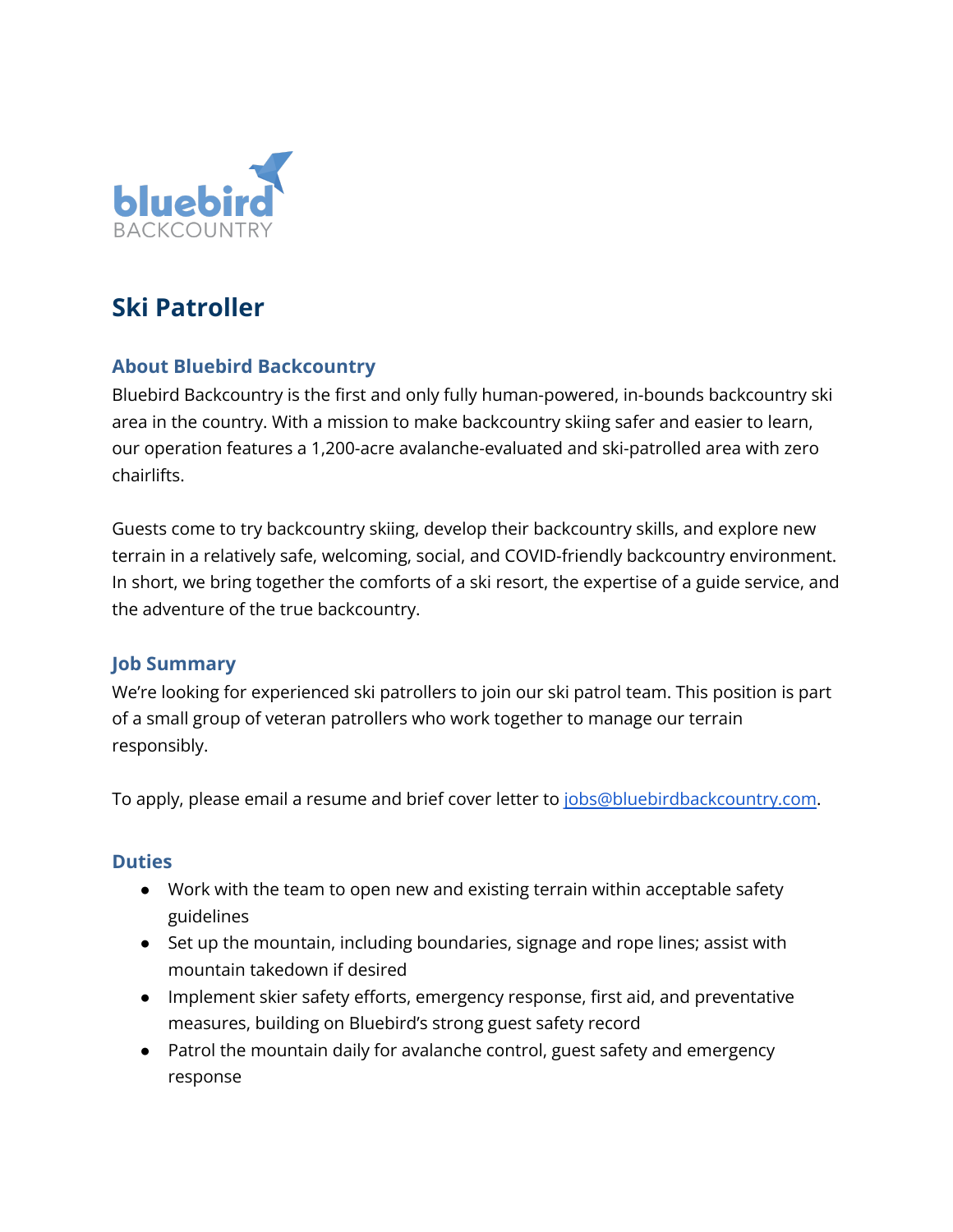bluebird
BACKCOUNTRY

# Ski Patroller

## About Bluebird Backcountry

Bluebird Backcountry is the first and only fully human-powered, in-bounds backcountry ski area in the country. With a mission to make backcountry skiing safer and easier to learn, our operation features a 1,200-acre avalanche-evaluated and ski-patrolled area with zero chairlifts.

Guests come to try backcountry skiing, develop their backcountry skills, and explore new terrain in a relatively safe, welcoming, social, and COVID-friendly backcountry environment. In short, we bring together the comforts of a ski resort, the expertise of a guide service, and the adventure of the true backcountry.

## Job Summary

We're looking for experienced ski patrollers to join our ski patrol team. This position is part of a small group of veteran patrollers who work together to manage our terrain responsibly.

To apply, please email a resume and brief cover letter to [jobs@bluebirdbackcountry.com](mailto:jobs@bluebirdbackcountry.com).

## Duties

- Work with the team to open new and existing terrain within acceptable safety guidelines
- Set up the mountain, including boundaries, signage and rope lines; assist with mountain takedown if desired
- Implement skier safety efforts, emergency response, first aid, and preventative measures, building on Bluebird's strong guest safety record
- Patrol the mountain daily for avalanche control, guest safety and emergency response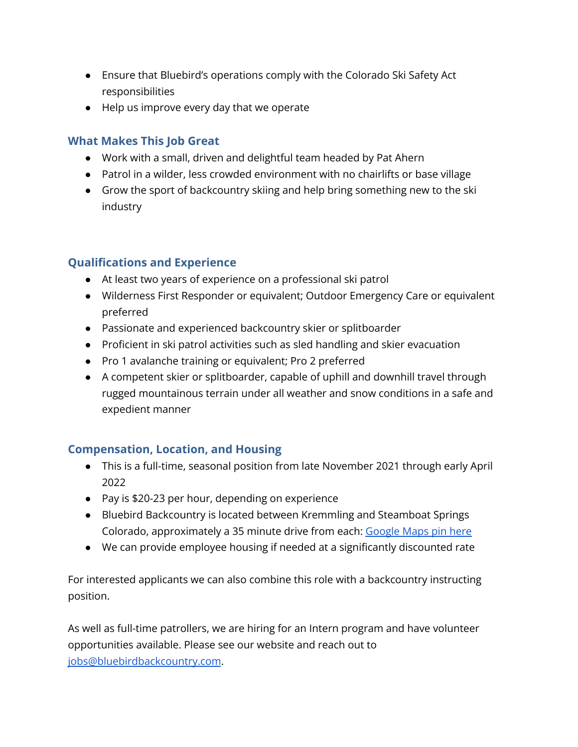- Ensure that Bluebird's operations comply with the Colorado Ski Safety Act responsibilities
- Help us improve every day that we operate

### What Makes This Job Great

- Work with a small, driven and delightful team headed by Pat Ahern
- Patrol in a wilder, less crowded environment with no chairlifts or base village
- Grow the sport of backcountry skiing and help bring something new to the ski industry

### Qualifications and Experience

- At least two years of experience on a professional ski patrol
- Wilderness First Responder or equivalent; Outdoor Emergency Care or equivalent preferred
- Passionate and experienced backcountry skier or splitboarder
- Proficient in ski patrol activities such as sled handling and skier evacuation
- Pro 1 avalanche training or equivalent; Pro 2 preferred
- A competent skier or splitboarder, capable of uphill and downhill travel through rugged mountainous terrain under all weather and snow conditions in a safe and expedient manner

### Compensation, Location, and Housing

- This is a full-time, seasonal position from late November 2021 through early April 2022
- Pay is $20-23 per hour, depending on experience
- Bluebird Backcountry is located between Kremmling and Steamboat Springs Colorado, approximately a 35 minute drive from each: [Google Maps pin here]
- We can provide employee housing if needed at a significantly discounted rate

For interested applicants we can also combine this role with a backcountry instructing position.

As well as full-time patrollers, we are hiring for an Intern program and have volunteer opportunities available. Please see our website and reach out to jobs@bluebirdbackcountry.com.